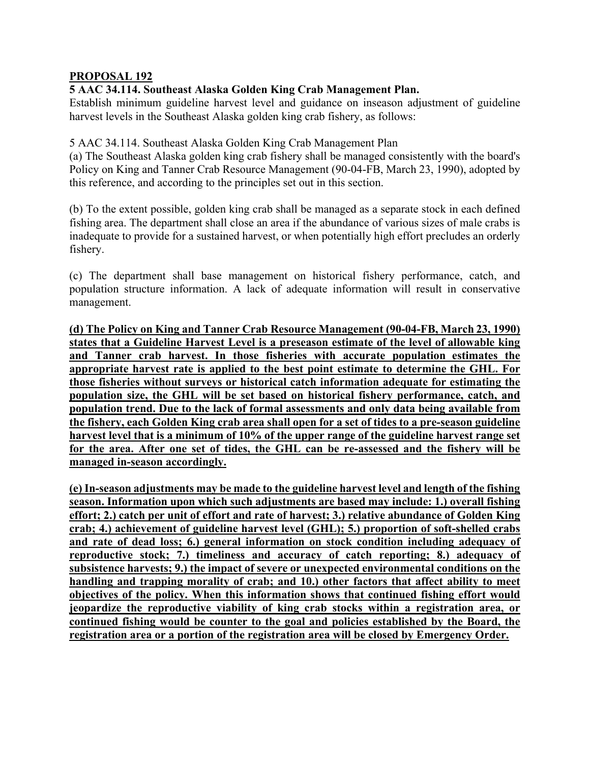**PROPOSAL 192**

**5 AAC 34.114. Southeast Alaska Golden King Crab Management Plan.**

Establish minimum guideline harvest level and guidance on inseason adjustment of guideline harvest levels in the Southeast Alaska golden king crab fishery, as follows:

5 AAC 34.114. Southeast Alaska Golden King Crab Management Plan

(a) The Southeast Alaska golden king crab fishery shall be managed consistently with the board's Policy on King and Tanner Crab Resource Management (90-04-FB, March 23, 1990), adopted by this reference, and according to the principles set out in this section.

(b) To the extent possible, golden king crab shall be managed as a separate stock in each defined fishing area. The department shall close an area if the abundance of various sizes of male crabs is inadequate to provide for a sustained harvest, or when potentially high effort precludes an orderly fishery.

(c) The department shall base management on historical fishery performance, catch, and population structure information. A lack of adequate information will result in conservative management.

**(d) The Policy on King and Tanner Crab Resource Management (90-04-FB, March 23, 1990) states that a Guideline Harvest Level is a preseason estimate of the level of allowable king and Tanner crab harvest. In those fisheries with accurate population estimates the appropriate harvest rate is applied to the best point estimate to determine the GHL. For those fisheries without surveys or historical catch information adequate for estimating the population size, the GHL will be set based on historical fishery performance, catch, and population trend. Due to the lack of formal assessments and only data being available from the fishery, each Golden King crab area shall open for a set of tides to a pre-season guideline harvest level that is a minimum of 10% of the upper range of the guideline harvest range set for the area. After one set of tides, the GHL can be re-assessed and the fishery will be managed in-season accordingly.**

**(e) In-season adjustments may be made to the guideline harvest level and length of the fishing season. Information upon which such adjustments are based may include: 1.) overall fishing effort; 2.) catch per unit of effort and rate of harvest; 3.) relative abundance of Golden King crab; 4.) achievement of guideline harvest level (GHL); 5.) proportion of soft-shelled crabs and rate of dead loss; 6.) general information on stock condition including adequacy of reproductive stock; 7.) timeliness and accuracy of catch reporting; 8.) adequacy of subsistence harvests; 9.) the impact of severe or unexpected environmental conditions on the handling and trapping morality of crab; and 10.) other factors that affect ability to meet objectives of the policy. When this information shows that continued fishing effort would jeopardize the reproductive viability of king crab stocks within a registration area, or continued fishing would be counter to the goal and policies established by the Board, the registration area or a portion of the registration area will be closed by Emergency Order.**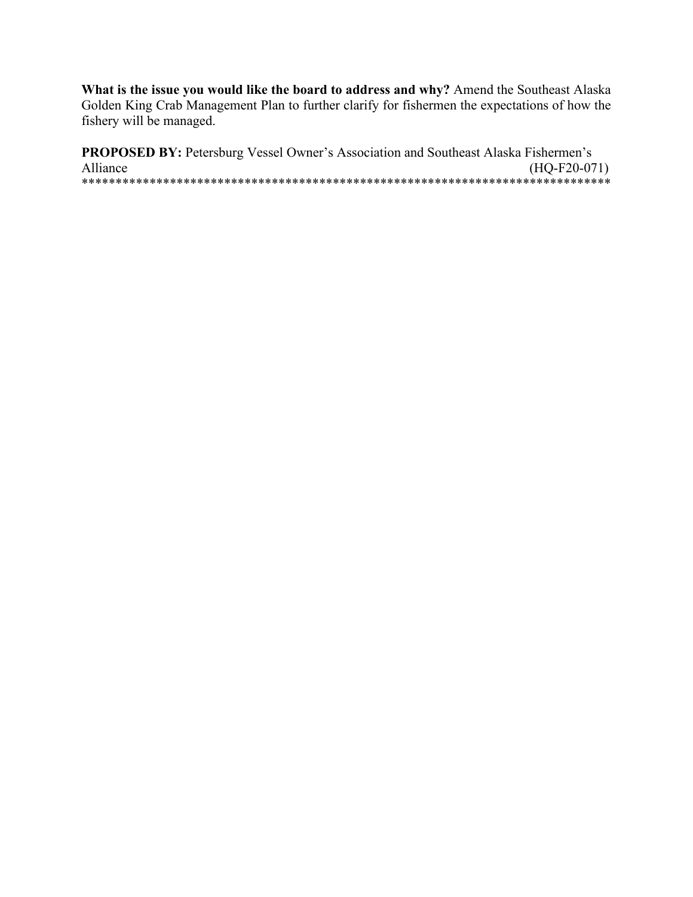**What is the issue you would like the board to address and why?** Amend the Southeast Alaska Golden King Crab Management Plan to further clarify for fishermen the expectations of how the fishery will be managed.

**PROPOSED BY:** Petersburg Vessel Owner's Association and Southeast Alaska Fishermen's Alliance (HQ-F20-071)

******************************************************************************